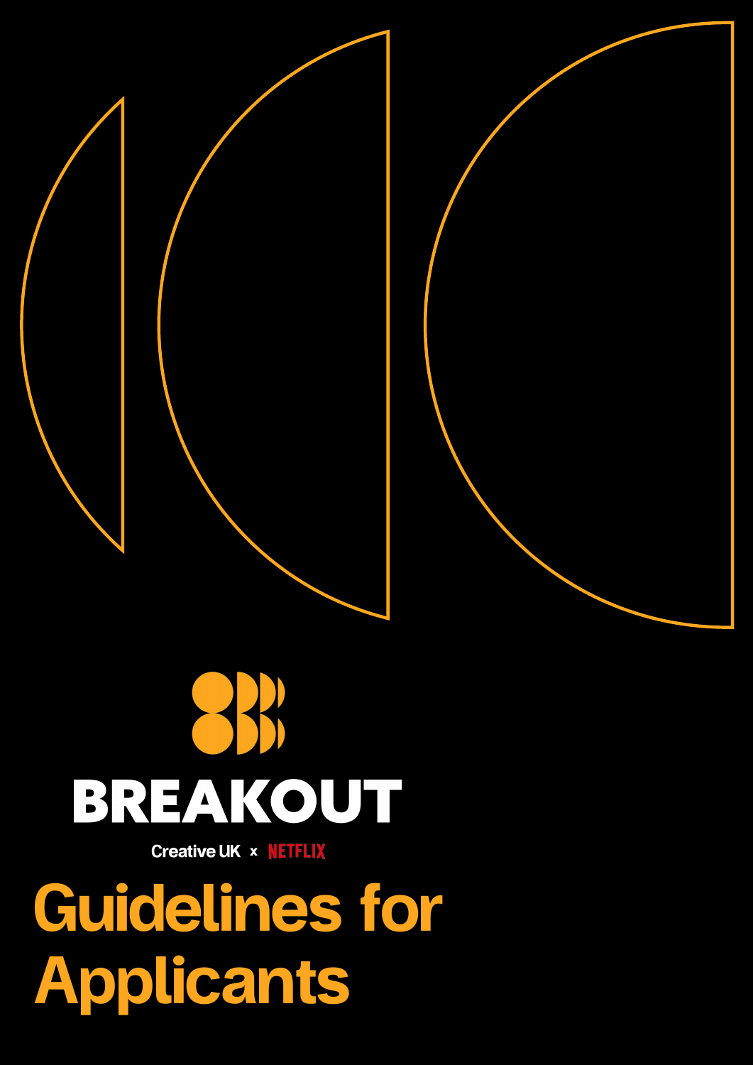BREAKOUT

Creative UK x NETFLIX

# Guidelines for Applicants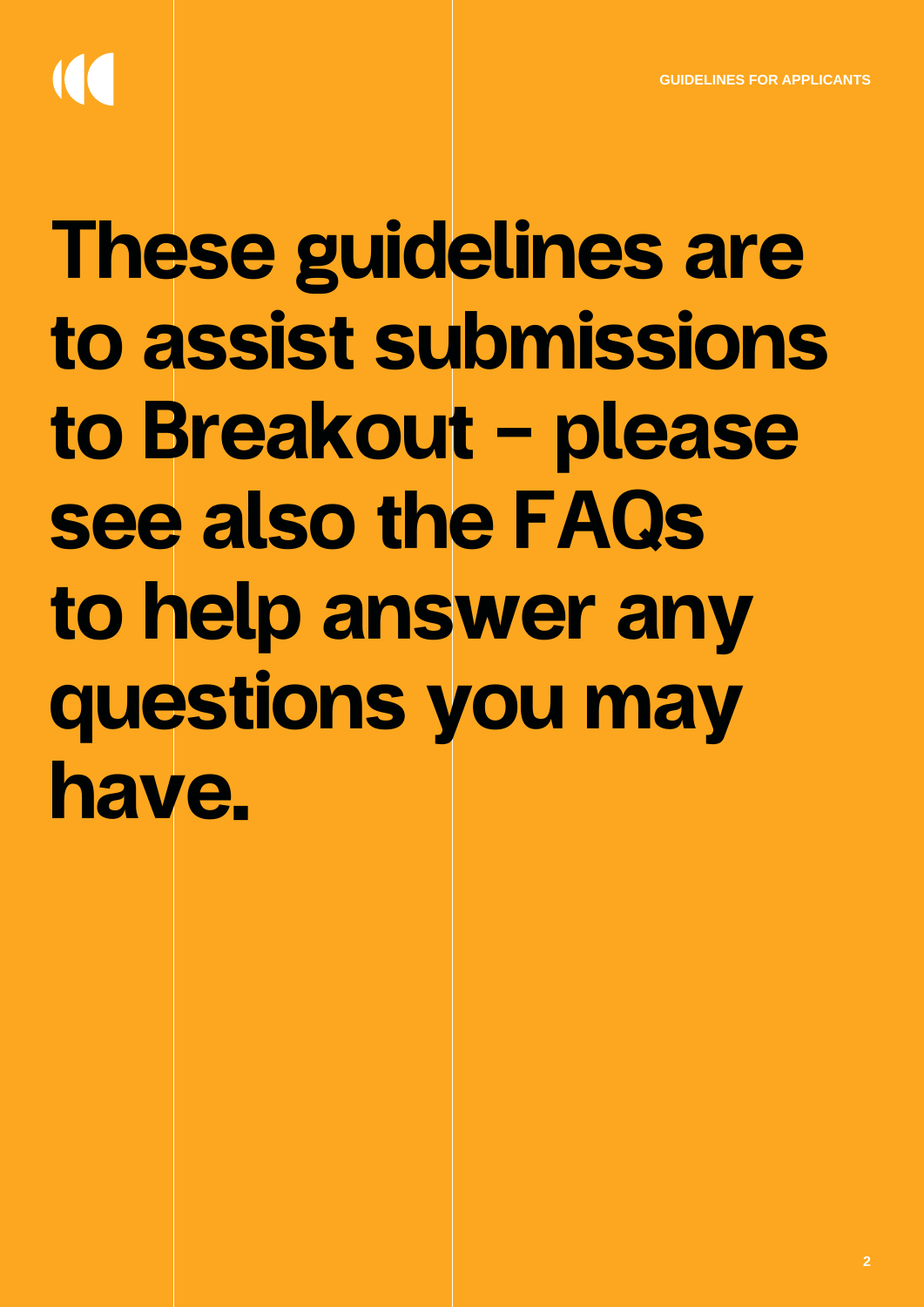# These guidelines are to assist submissions to Breakout – please see also the FAQs to help answer any questions you may have.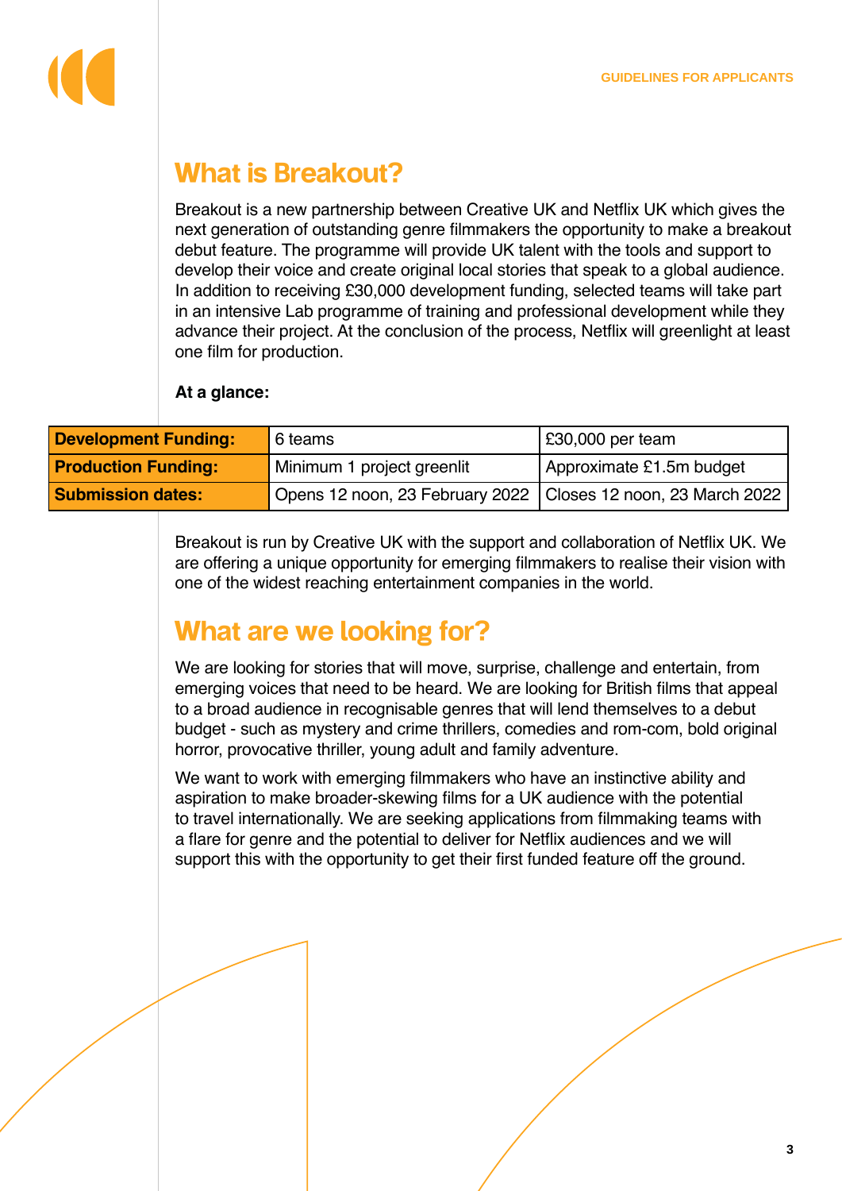## What is Breakout?

Breakout is a new partnership between Creative UK and Netflix UK which gives the next generation of outstanding genre filmmakers the opportunity to make a breakout debut feature. The programme will provide UK talent with the tools and support to develop their voice and create original local stories that speak to a global audience. In addition to receiving £30,000 development funding, selected teams will take part in an intensive Lab programme of training and professional development while they advance their project. At the conclusion of the process, Netflix will greenlight at least one film for production.

**At a glance:**

| | | |
|---|---|---|
| **Development Funding:** | 6 teams | £30,000 per team |
| **Production Funding:** | Minimum 1 project greenlit | Approximate £1.5m budget |
| **Submission dates:** | Opens 12 noon, 23 February 2022 | Closes 12 noon, 23 March 2022 |

Breakout is run by Creative UK with the support and collaboration of Netflix UK. We are offering a unique opportunity for emerging filmmakers to realise their vision with one of the widest reaching entertainment companies in the world.

## What are we looking for?

We are looking for stories that will move, surprise, challenge and entertain, from emerging voices that need to be heard. We are looking for British films that appeal to a broad audience in recognisable genres that will lend themselves to a debut budget - such as mystery and crime thrillers, comedies and rom-com, bold original horror, provocative thriller, young adult and family adventure.

We want to work with emerging filmmakers who have an instinctive ability and aspiration to make broader-skewing films for a UK audience with the potential to travel internationally. We are seeking applications from filmmaking teams with a flare for genre and the potential to deliver for Netflix audiences and we will support this with the opportunity to get their first funded feature off the ground.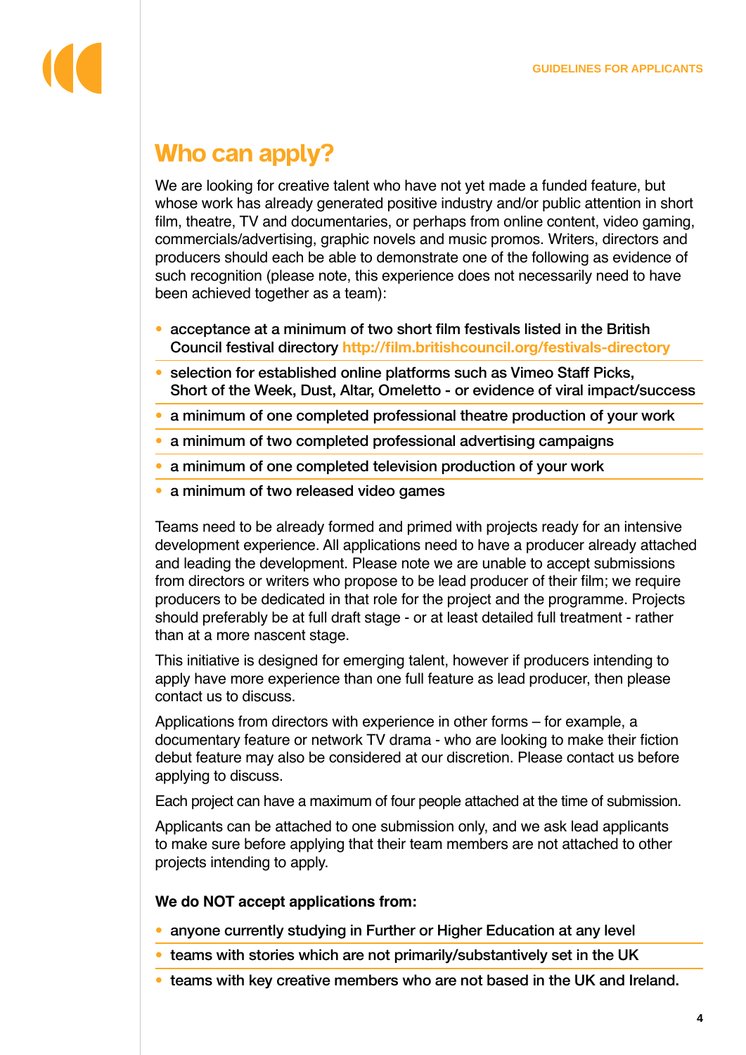## Who can apply?

We are looking for creative talent who have not yet made a funded feature, but whose work has already generated positive industry and/or public attention in short film, theatre, TV and documentaries, or perhaps from online content, video gaming, commercials/advertising, graphic novels and music promos. Writers, directors and producers should each be able to demonstrate one of the following as evidence of such recognition (please note, this experience does not necessarily need to have been achieved together as a team):

- acceptance at a minimum of two short film festivals listed in the British Council festival directory http://film.britishcouncil.org/festivals-directory
- selection for established online platforms such as Vimeo Staff Picks, Short of the Week, Dust, Altar, Omeletto - or evidence of viral impact/success
- a minimum of one completed professional theatre production of your work
- a minimum of two completed professional advertising campaigns
- a minimum of one completed television production of your work
- a minimum of two released video games

Teams need to be already formed and primed with projects ready for an intensive development experience. All applications need to have a producer already attached and leading the development. Please note we are unable to accept submissions from directors or writers who propose to be lead producer of their film; we require producers to be dedicated in that role for the project and the programme. Projects should preferably be at full draft stage - or at least detailed full treatment - rather than at a more nascent stage.

This initiative is designed for emerging talent, however if producers intending to apply have more experience than one full feature as lead producer, then please contact us to discuss.

Applications from directors with experience in other forms – for example, a documentary feature or network TV drama - who are looking to make their fiction debut feature may also be considered at our discretion. Please contact us before applying to discuss.

Each project can have a maximum of four people attached at the time of submission.

Applicants can be attached to one submission only, and we ask lead applicants to make sure before applying that their team members are not attached to other projects intending to apply.

**We do NOT accept applications from:**

- anyone currently studying in Further or Higher Education at any level
- teams with stories which are not primarily/substantively set in the UK
- teams with key creative members who are not based in the UK and Ireland.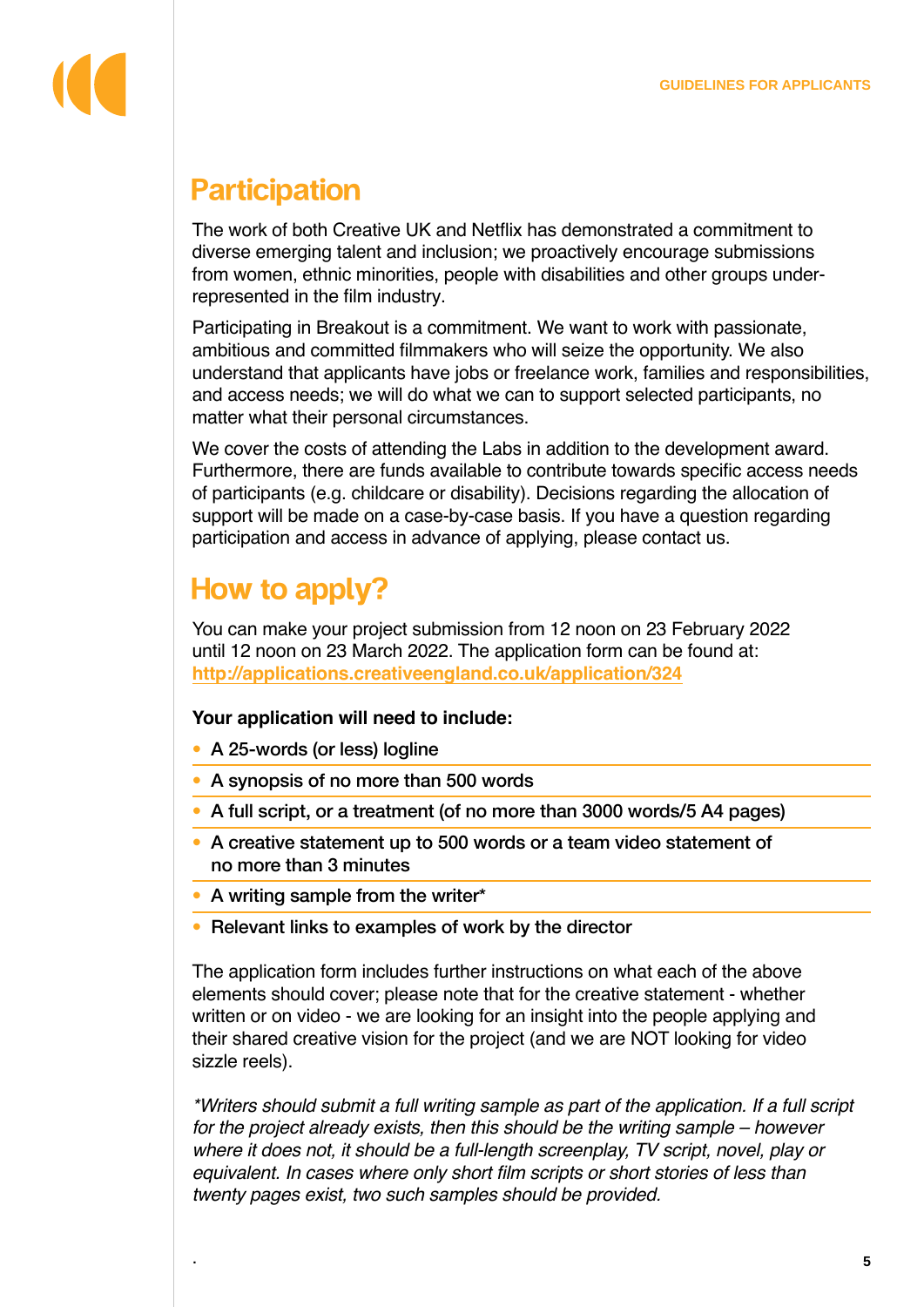## Participation

The work of both Creative UK and Netflix has demonstrated a commitment to diverse emerging talent and inclusion; we proactively encourage submissions from women, ethnic minorities, people with disabilities and other groups under-represented in the film industry.

Participating in Breakout is a commitment. We want to work with passionate, ambitious and committed filmmakers who will seize the opportunity. We also understand that applicants have jobs or freelance work, families and responsibilities, and access needs; we will do what we can to support selected participants, no matter what their personal circumstances.

We cover the costs of attending the Labs in addition to the development award. Furthermore, there are funds available to contribute towards specific access needs of participants (e.g. childcare or disability). Decisions regarding the allocation of support will be made on a case-by-case basis. If you have a question regarding participation and access in advance of applying, please contact us.

## How to apply?

You can make your project submission from 12 noon on 23 February 2022 until 12 noon on 23 March 2022. The application form can be found at: [http://applications.creativeengland.co.uk/application/324](http://applications.creativeengland.co.uk/application/324)

**Your application will need to include:**

- A 25-words (or less) logline
- A synopsis of no more than 500 words
- A full script, or a treatment (of no more than 3000 words/5 A4 pages)
- A creative statement up to 500 words or a team video statement of no more than 3 minutes
- A writing sample from the writer*
- Relevant links to examples of work by the director

The application form includes further instructions on what each of the above elements should cover; please note that for the creative statement - whether written or on video - we are looking for an insight into the people applying and their shared creative vision for the project (and we are NOT looking for video sizzle reels).

*\*Writers should submit a full writing sample as part of the application. If a full script for the project already exists, then this should be the writing sample – however where it does not, it should be a full-length screenplay, TV script, novel, play or equivalent. In cases where only short film scripts or short stories of less than twenty pages exist, two such samples should be provided.*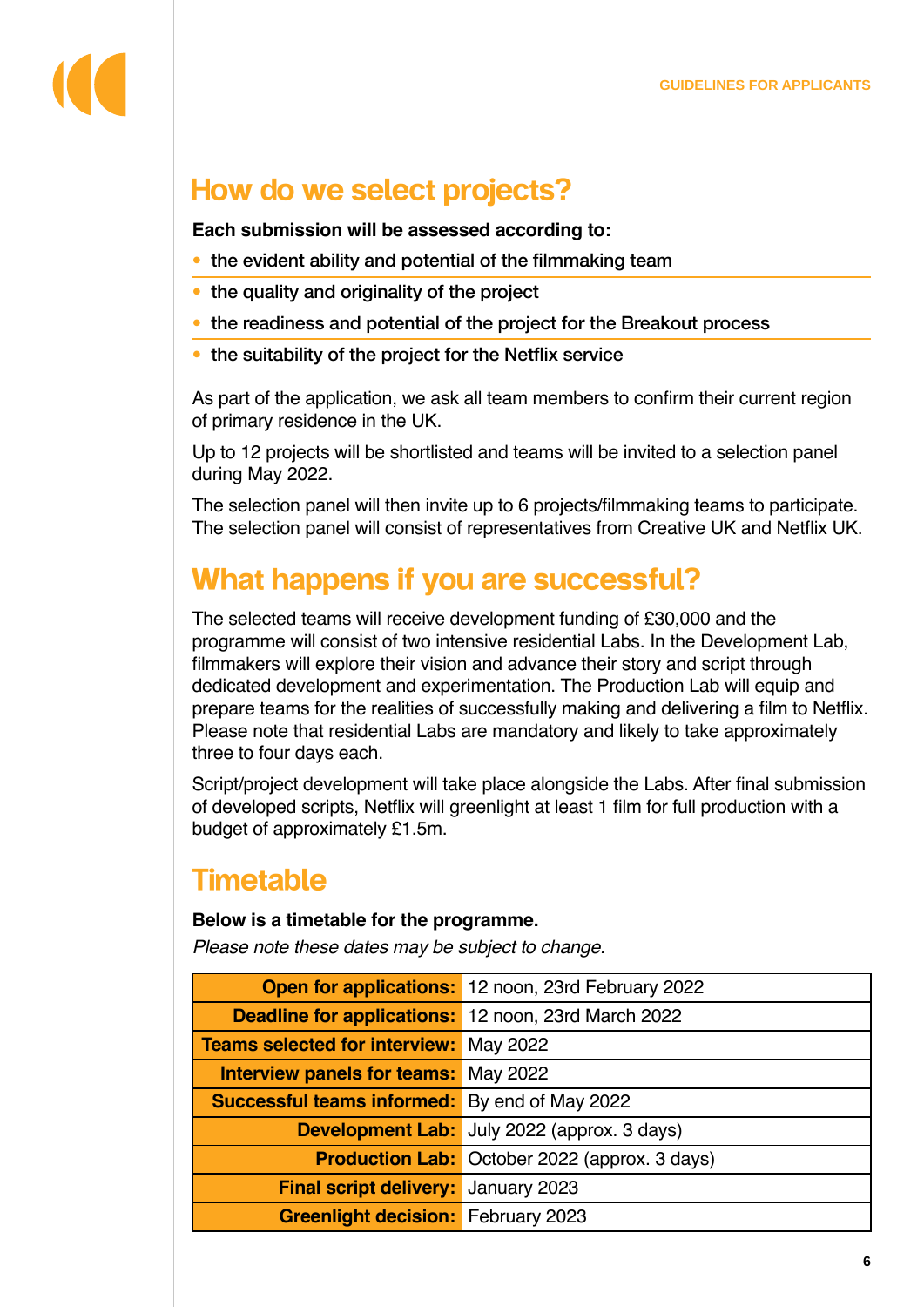## How do we select projects?

**Each submission will be assessed according to:**

- the evident ability and potential of the filmmaking team
- the quality and originality of the project
- the readiness and potential of the project for the Breakout process
- the suitability of the project for the Netflix service

As part of the application, we ask all team members to confirm their current region of primary residence in the UK.

Up to 12 projects will be shortlisted and teams will be invited to a selection panel during May 2022.

The selection panel will then invite up to 6 projects/filmmaking teams to participate. The selection panel will consist of representatives from Creative UK and Netflix UK.

## What happens if you are successful?

The selected teams will receive development funding of £30,000 and the programme will consist of two intensive residential Labs. In the Development Lab, filmmakers will explore their vision and advance their story and script through dedicated development and experimentation. The Production Lab will equip and prepare teams for the realities of successfully making and delivering a film to Netflix. Please note that residential Labs are mandatory and likely to take approximately three to four days each.

Script/project development will take place alongside the Labs. After final submission of developed scripts, Netflix will greenlight at least 1 film for full production with a budget of approximately £1.5m.

## Timetable

**Below is a timetable for the programme.**

*Please note these dates may be subject to change.*

| | |
|---|---|
| **Open for applications:** | 12 noon, 23rd February 2022 |
| **Deadline for applications:** | 12 noon, 23rd March 2022 |
| **Teams selected for interview:** | May 2022 |
| **Interview panels for teams:** | May 2022 |
| **Successful teams informed:** | By end of May 2022 |
| **Development Lab:** | July 2022 (approx. 3 days) |
| **Production Lab:** | October 2022 (approx. 3 days) |
| **Final script delivery:** | January 2023 |
| **Greenlight decision:** | February 2023 |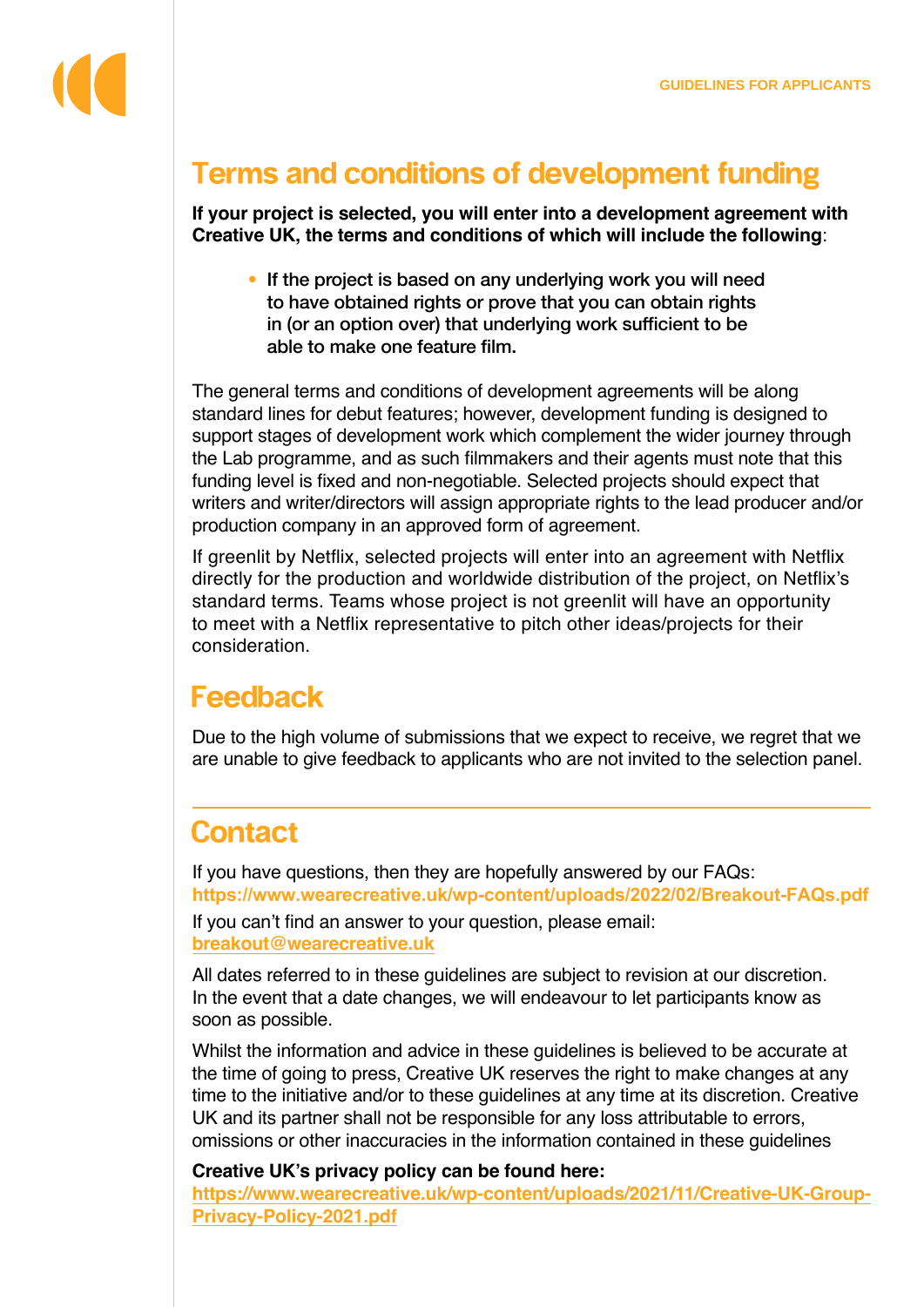## Terms and conditions of development funding

**If your project is selected, you will enter into a development agreement with Creative UK, the terms and conditions of which will include the following**:

- If the project is based on any underlying work you will need to have obtained rights or prove that you can obtain rights in (or an option over) that underlying work sufficient to be able to make one feature film.

The general terms and conditions of development agreements will be along standard lines for debut features; however, development funding is designed to support stages of development work which complement the wider journey through the Lab programme, and as such filmmakers and their agents must note that this funding level is fixed and non-negotiable. Selected projects should expect that writers and writer/directors will assign appropriate rights to the lead producer and/or production company in an approved form of agreement.

If greenlit by Netflix, selected projects will enter into an agreement with Netflix directly for the production and worldwide distribution of the project, on Netflix's standard terms. Teams whose project is not greenlit will have an opportunity to meet with a Netflix representative to pitch other ideas/projects for their consideration.

## Feedback

Due to the high volume of submissions that we expect to receive, we regret that we are unable to give feedback to applicants who are not invited to the selection panel.

## Contact

If you have questions, then they are hopefully answered by our FAQs:
**https://www.wearecreative.uk/wp-content/uploads/2022/02/Breakout-FAQs.pdf**

If you can't find an answer to your question, please email:
**breakout@wearecreative.uk**

All dates referred to in these guidelines are subject to revision at our discretion. In the event that a date changes, we will endeavour to let participants know as soon as possible.

Whilst the information and advice in these guidelines is believed to be accurate at the time of going to press, Creative UK reserves the right to make changes at any time to the initiative and/or to these guidelines at any time at its discretion. Creative UK and its partner shall not be responsible for any loss attributable to errors, omissions or other inaccuracies in the information contained in these guidelines

**Creative UK's privacy policy can be found here:**
**https://www.wearecreative.uk/wp-content/uploads/2021/11/Creative-UK-Group-Privacy-Policy-2021.pdf**